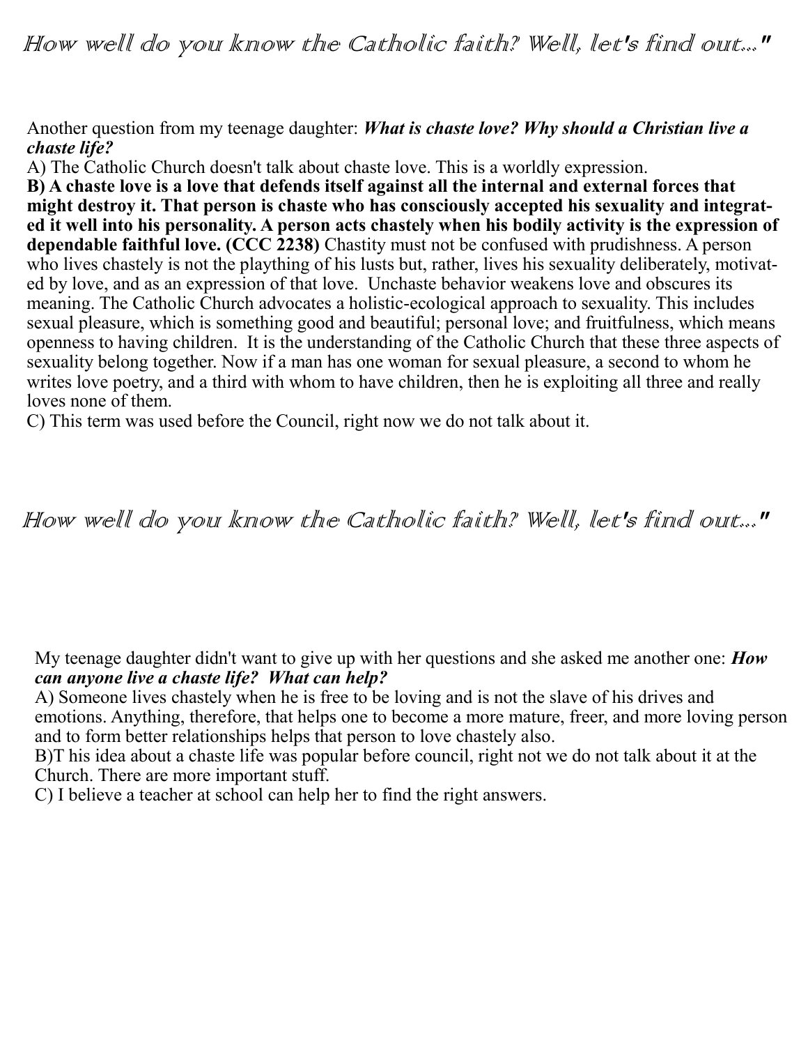# *How well do you know the Catholic faith? Well, let's find out..."*

Another question from my teenage daughter: ***What is chaste love? Why should a Christian live a chaste life?***

A) The Catholic Church doesn't talk about chaste love. This is a worldly expression.

**B) A chaste love is a love that defends itself against all the internal and external forces that might destroy it. That person is chaste who has consciously accepted his sexuality and integrated it well into his personality. A person acts chastely when his bodily activity is the expression of dependable faithful love. (CCC 2238)** Chastity must not be confused with prudishness. A person who lives chastely is not the plaything of his lusts but, rather, lives his sexuality deliberately, motivated by love, and as an expression of that love. Unchaste behavior weakens love and obscures its meaning. The Catholic Church advocates a holistic-ecological approach to sexuality. This includes sexual pleasure, which is something good and beautiful; personal love; and fruitfulness, which means openness to having children. It is the understanding of the Catholic Church that these three aspects of sexuality belong together. Now if a man has one woman for sexual pleasure, a second to whom he writes love poetry, and a third with whom to have children, then he is exploiting all three and really loves none of them.

C) This term was used before the Council, right now we do not talk about it.

# *How well do you know the Catholic faith? Well, let's find out..."*

My teenage daughter didn't want to give up with her questions and she asked me another one: ***How can anyone live a chaste life? What can help?***

A) Someone lives chastely when he is free to be loving and is not the slave of his drives and emotions. Anything, therefore, that helps one to become a more mature, freer, and more loving person and to form better relationships helps that person to love chastely also.

B)T his idea about a chaste life was popular before council, right not we do not talk about it at the Church. There are more important stuff.

C) I believe a teacher at school can help her to find the right answers.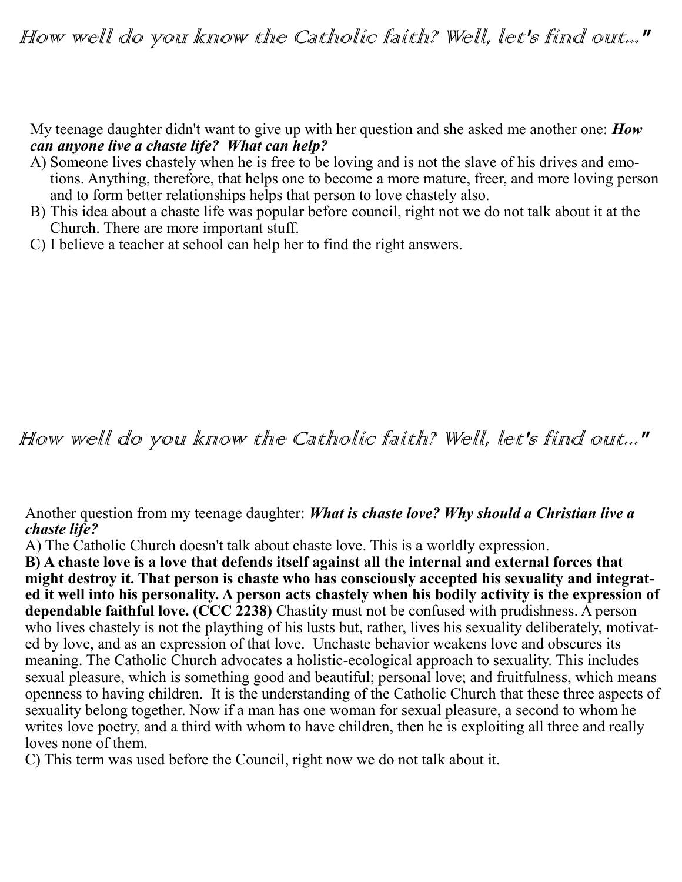## How well do you know the Catholic faith? Well, let's find out..."

My teenage daughter didn't want to give up with her question and she asked me another one: ***How can anyone live a chaste life? What can help?***

A) Someone lives chastely when he is free to be loving and is not the slave of his drives and emotions. Anything, therefore, that helps one to become a more mature, freer, and more loving person and to form better relationships helps that person to love chastely also.
B) This idea about a chaste life was popular before council, right not we do not talk about it at the Church. There are more important stuff.
C) I believe a teacher at school can help her to find the right answers.

## How well do you know the Catholic faith? Well, let's find out..."

Another question from my teenage daughter: ***What is chaste love? Why should a Christian live a chaste life?***

A) The Catholic Church doesn't talk about chaste love. This is a worldly expression.
**B) A chaste love is a love that defends itself against all the internal and external forces that might destroy it. That person is chaste who has consciously accepted his sexuality and integrated it well into his personality. A person acts chastely when his bodily activity is the expression of dependable faithful love. (CCC 2238)** Chastity must not be confused with prudishness. A person who lives chastely is not the plaything of his lusts but, rather, lives his sexuality deliberately, motivated by love, and as an expression of that love. Unchaste behavior weakens love and obscures its meaning. The Catholic Church advocates a holistic-ecological approach to sexuality. This includes sexual pleasure, which is something good and beautiful; personal love; and fruitfulness, which means openness to having children. It is the understanding of the Catholic Church that these three aspects of sexuality belong together. Now if a man has one woman for sexual pleasure, a second to whom he writes love poetry, and a third with whom to have children, then he is exploiting all three and really loves none of them.
C) This term was used before the Council, right now we do not talk about it.